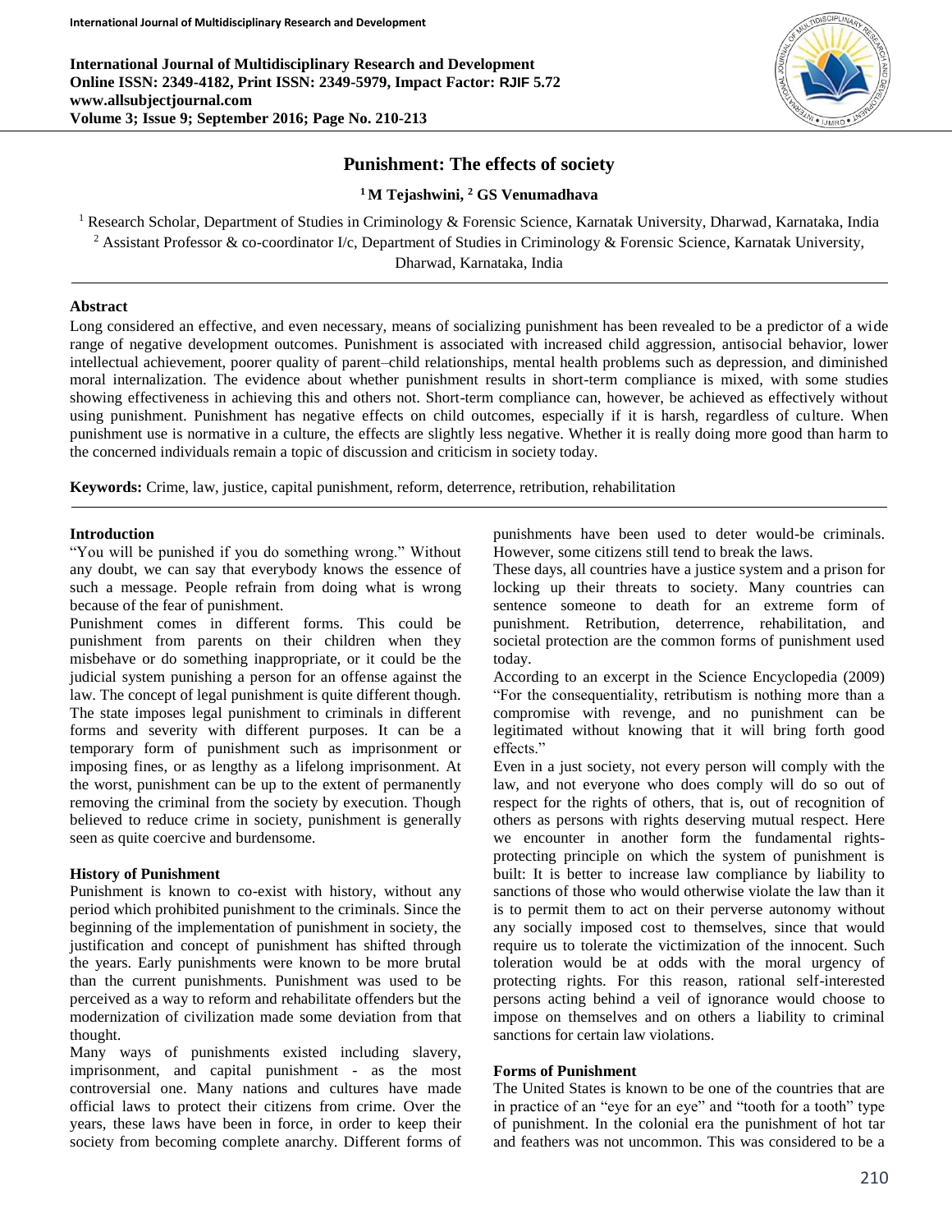# Punishment: The effects of society

**[1] M Tejashwini, [2] GS Venumadhava**

[1] Research Scholar, Department of Studies in Criminology & Forensic Science, Karnatak University, Dharwad, Karnataka, India

[2] Assistant Professor & co-coordinator I/c, Department of Studies in Criminology & Forensic Science, Karnatak University, Dharwad, Karnataka, India

## Abstract

Long considered an effective, and even necessary, means of socializing punishment has been revealed to be a predictor of a wide range of negative development outcomes. Punishment is associated with increased child aggression, antisocial behavior, lower intellectual achievement, poorer quality of parent–child relationships, mental health problems such as depression, and diminished moral internalization. The evidence about whether punishment results in short-term compliance is mixed, with some studies showing effectiveness in achieving this and others not. Short-term compliance can, however, be achieved as effectively without using punishment. Punishment has negative effects on child outcomes, especially if it is harsh, regardless of culture. When punishment use is normative in a culture, the effects are slightly less negative. Whether it is really doing more good than harm to the concerned individuals remain a topic of discussion and criticism in society today.

**Keywords:** Crime, law, justice, capital punishment, reform, deterrence, retribution, rehabilitation

## Introduction

"You will be punished if you do something wrong." Without any doubt, we can say that everybody knows the essence of such a message. People refrain from doing what is wrong because of the fear of punishment.

Punishment comes in different forms. This could be punishment from parents on their children when they misbehave or do something inappropriate, or it could be the judicial system punishing a person for an offense against the law. The concept of legal punishment is quite different though. The state imposes legal punishment to criminals in different forms and severity with different purposes. It can be a temporary form of punishment such as imprisonment or imposing fines, or as lengthy as a lifelong imprisonment. At the worst, punishment can be up to the extent of permanently removing the criminal from the society by execution. Though believed to reduce crime in society, punishment is generally seen as quite coercive and burdensome.

## History of Punishment

Punishment is known to co-exist with history, without any period which prohibited punishment to the criminals. Since the beginning of the implementation of punishment in society, the justification and concept of punishment has shifted through the years. Early punishments were known to be more brutal than the current punishments. Punishment was used to be perceived as a way to reform and rehabilitate offenders but the modernization of civilization made some deviation from that thought.

Many ways of punishments existed including slavery, imprisonment, and capital punishment - as the most controversial one. Many nations and cultures have made official laws to protect their citizens from crime. Over the years, these laws have been in force, in order to keep their society from becoming complete anarchy. Different forms of punishments have been used to deter would-be criminals. However, some citizens still tend to break the laws.

These days, all countries have a justice system and a prison for locking up their threats to society. Many countries can sentence someone to death for an extreme form of punishment. Retribution, deterrence, rehabilitation, and societal protection are the common forms of punishment used today.

According to an excerpt in the Science Encyclopedia (2009) "For the consequentiality, retributism is nothing more than a compromise with revenge, and no punishment can be legitimated without knowing that it will bring forth good effects."

Even in a just society, not every person will comply with the law, and not everyone who does comply will do so out of respect for the rights of others, that is, out of recognition of others as persons with rights deserving mutual respect. Here we encounter in another form the fundamental rights-protecting principle on which the system of punishment is built: It is better to increase law compliance by liability to sanctions of those who would otherwise violate the law than it is to permit them to act on their perverse autonomy without any socially imposed cost to themselves, since that would require us to tolerate the victimization of the innocent. Such toleration would be at odds with the moral urgency of protecting rights. For this reason, rational self-interested persons acting behind a veil of ignorance would choose to impose on themselves and on others a liability to criminal sanctions for certain law violations.

## Forms of Punishment

The United States is known to be one of the countries that are in practice of an "eye for an eye" and "tooth for a tooth" type of punishment. In the colonial era the punishment of hot tar and feathers was not uncommon. This was considered to be a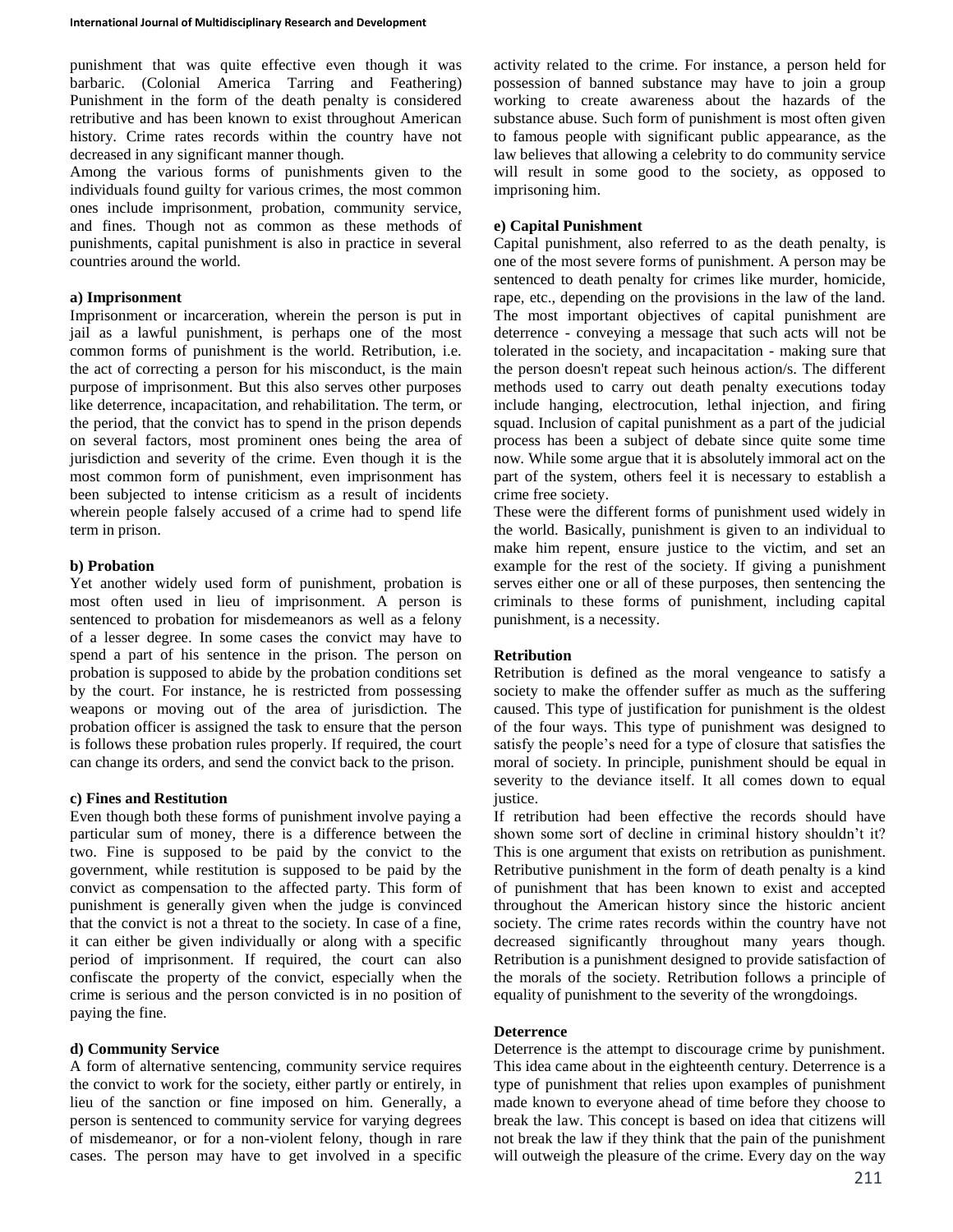punishment that was quite effective even though it was barbaric. (Colonial America Tarring and Feathering) Punishment in the form of the death penalty is considered retributive and has been known to exist throughout American history. Crime rates records within the country have not decreased in any significant manner though.

Among the various forms of punishments given to the individuals found guilty for various crimes, the most common ones include imprisonment, probation, community service, and fines. Though not as common as these methods of punishments, capital punishment is also in practice in several countries around the world.

**a) Imprisonment**

Imprisonment or incarceration, wherein the person is put in jail as a lawful punishment, is perhaps one of the most common forms of punishment is the world. Retribution, i.e. the act of correcting a person for his misconduct, is the main purpose of imprisonment. But this also serves other purposes like deterrence, incapacitation, and rehabilitation. The term, or the period, that the convict has to spend in the prison depends on several factors, most prominent ones being the area of jurisdiction and severity of the crime. Even though it is the most common form of punishment, even imprisonment has been subjected to intense criticism as a result of incidents wherein people falsely accused of a crime had to spend life term in prison.

**b) Probation**

Yet another widely used form of punishment, probation is most often used in lieu of imprisonment. A person is sentenced to probation for misdemeanors as well as a felony of a lesser degree. In some cases the convict may have to spend a part of his sentence in the prison. The person on probation is supposed to abide by the probation conditions set by the court. For instance, he is restricted from possessing weapons or moving out of the area of jurisdiction. The probation officer is assigned the task to ensure that the person is follows these probation rules properly. If required, the court can change its orders, and send the convict back to the prison.

**c) Fines and Restitution**

Even though both these forms of punishment involve paying a particular sum of money, there is a difference between the two. Fine is supposed to be paid by the convict to the government, while restitution is supposed to be paid by the convict as compensation to the affected party. This form of punishment is generally given when the judge is convinced that the convict is not a threat to the society. In case of a fine, it can either be given individually or along with a specific period of imprisonment. If required, the court can also confiscate the property of the convict, especially when the crime is serious and the person convicted is in no position of paying the fine.

**d) Community Service**

A form of alternative sentencing, community service requires the convict to work for the society, either partly or entirely, in lieu of the sanction or fine imposed on him. Generally, a person is sentenced to community service for varying degrees of misdemeanor, or for a non-violent felony, though in rare cases. The person may have to get involved in a specific activity related to the crime. For instance, a person held for possession of banned substance may have to join a group working to create awareness about the hazards of the substance abuse. Such form of punishment is most often given to famous people with significant public appearance, as the law believes that allowing a celebrity to do community service will result in some good to the society, as opposed to imprisoning him.

**e) Capital Punishment**

Capital punishment, also referred to as the death penalty, is one of the most severe forms of punishment. A person may be sentenced to death penalty for crimes like murder, homicide, rape, etc., depending on the provisions in the law of the land. The most important objectives of capital punishment are deterrence - conveying a message that such acts will not be tolerated in the society, and incapacitation - making sure that the person doesn't repeat such heinous action/s. The different methods used to carry out death penalty executions today include hanging, electrocution, lethal injection, and firing squad. Inclusion of capital punishment as a part of the judicial process has been a subject of debate since quite some time now. While some argue that it is absolutely immoral act on the part of the system, others feel it is necessary to establish a crime free society.

These were the different forms of punishment used widely in the world. Basically, punishment is given to an individual to make him repent, ensure justice to the victim, and set an example for the rest of the society. If giving a punishment serves either one or all of these purposes, then sentencing the criminals to these forms of punishment, including capital punishment, is a necessity.

**Retribution**

Retribution is defined as the moral vengeance to satisfy a society to make the offender suffer as much as the suffering caused. This type of justification for punishment is the oldest of the four ways. This type of punishment was designed to satisfy the people's need for a type of closure that satisfies the moral of society. In principle, punishment should be equal in severity to the deviance itself. It all comes down to equal justice.

If retribution had been effective the records should have shown some sort of decline in criminal history shouldn't it? This is one argument that exists on retribution as punishment. Retributive punishment in the form of death penalty is a kind of punishment that has been known to exist and accepted throughout the American history since the historic ancient society. The crime rates records within the country have not decreased significantly throughout many years though. Retribution is a punishment designed to provide satisfaction of the morals of the society. Retribution follows a principle of equality of punishment to the severity of the wrongdoings.

**Deterrence**

Deterrence is the attempt to discourage crime by punishment. This idea came about in the eighteenth century. Deterrence is a type of punishment that relies upon examples of punishment made known to everyone ahead of time before they choose to break the law. This concept is based on idea that citizens will not break the law if they think that the pain of the punishment will outweigh the pleasure of the crime. Every day on the way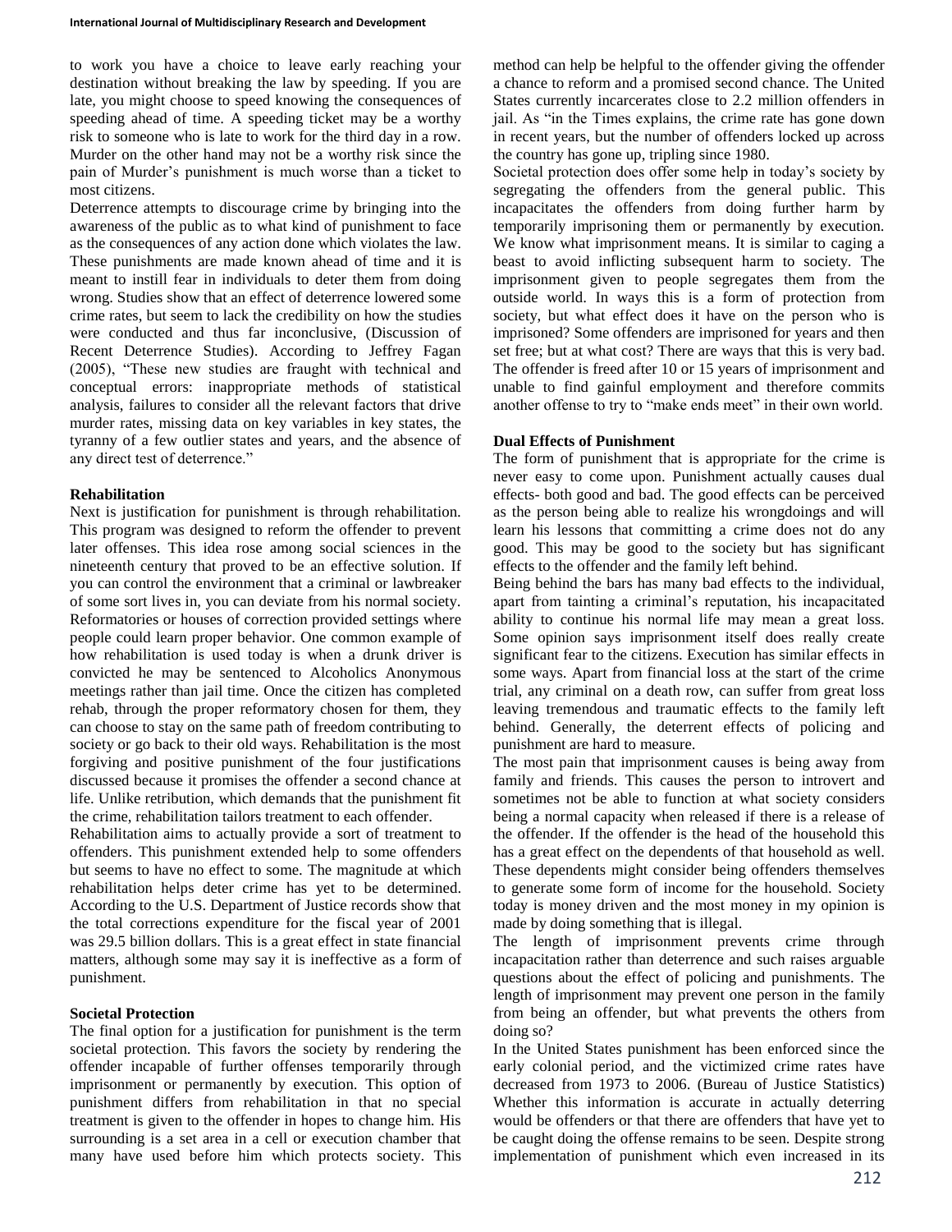to work you have a choice to leave early reaching your destination without breaking the law by speeding. If you are late, you might choose to speed knowing the consequences of speeding ahead of time. A speeding ticket may be a worthy risk to someone who is late to work for the third day in a row. Murder on the other hand may not be a worthy risk since the pain of Murder's punishment is much worse than a ticket to most citizens.

Deterrence attempts to discourage crime by bringing into the awareness of the public as to what kind of punishment to face as the consequences of any action done which violates the law. These punishments are made known ahead of time and it is meant to instill fear in individuals to deter them from doing wrong. Studies show that an effect of deterrence lowered some crime rates, but seem to lack the credibility on how the studies were conducted and thus far inconclusive, (Discussion of Recent Deterrence Studies). According to Jeffrey Fagan (2005), "These new studies are fraught with technical and conceptual errors: inappropriate methods of statistical analysis, failures to consider all the relevant factors that drive murder rates, missing data on key variables in key states, the tyranny of a few outlier states and years, and the absence of any direct test of deterrence."

### Rehabilitation

Next is justification for punishment is through rehabilitation. This program was designed to reform the offender to prevent later offenses. This idea rose among social sciences in the nineteenth century that proved to be an effective solution. If you can control the environment that a criminal or lawbreaker of some sort lives in, you can deviate from his normal society. Reformatories or houses of correction provided settings where people could learn proper behavior. One common example of how rehabilitation is used today is when a drunk driver is convicted he may be sentenced to Alcoholics Anonymous meetings rather than jail time. Once the citizen has completed rehab, through the proper reformatory chosen for them, they can choose to stay on the same path of freedom contributing to society or go back to their old ways. Rehabilitation is the most forgiving and positive punishment of the four justifications discussed because it promises the offender a second chance at life. Unlike retribution, which demands that the punishment fit the crime, rehabilitation tailors treatment to each offender.

Rehabilitation aims to actually provide a sort of treatment to offenders. This punishment extended help to some offenders but seems to have no effect to some. The magnitude at which rehabilitation helps deter crime has yet to be determined. According to the U.S. Department of Justice records show that the total corrections expenditure for the fiscal year of 2001 was 29.5 billion dollars. This is a great effect in state financial matters, although some may say it is ineffective as a form of punishment.

### Societal Protection

The final option for a justification for punishment is the term societal protection. This favors the society by rendering the offender incapable of further offenses temporarily through imprisonment or permanently by execution. This option of punishment differs from rehabilitation in that no special treatment is given to the offender in hopes to change him. His surrounding is a set area in a cell or execution chamber that many have used before him which protects society. This method can help be helpful to the offender giving the offender a chance to reform and a promised second chance. The United States currently incarcerates close to 2.2 million offenders in jail. As "in the Times explains, the crime rate has gone down in recent years, but the number of offenders locked up across the country has gone up, tripling since 1980.

Societal protection does offer some help in today's society by segregating the offenders from the general public. This incapacitates the offenders from doing further harm by temporarily imprisoning them or permanently by execution. We know what imprisonment means. It is similar to caging a beast to avoid inflicting subsequent harm to society. The imprisonment given to people segregates them from the outside world. In ways this is a form of protection from society, but what effect does it have on the person who is imprisoned? Some offenders are imprisoned for years and then set free; but at what cost? There are ways that this is very bad. The offender is freed after 10 or 15 years of imprisonment and unable to find gainful employment and therefore commits another offense to try to "make ends meet" in their own world.

### Dual Effects of Punishment

The form of punishment that is appropriate for the crime is never easy to come upon. Punishment actually causes dual effects- both good and bad. The good effects can be perceived as the person being able to realize his wrongdoings and will learn his lessons that committing a crime does not do any good. This may be good to the society but has significant effects to the offender and the family left behind.

Being behind the bars has many bad effects to the individual, apart from tainting a criminal's reputation, his incapacitated ability to continue his normal life may mean a great loss. Some opinion says imprisonment itself does really create significant fear to the citizens. Execution has similar effects in some ways. Apart from financial loss at the start of the crime trial, any criminal on a death row, can suffer from great loss leaving tremendous and traumatic effects to the family left behind. Generally, the deterrent effects of policing and punishment are hard to measure.

The most pain that imprisonment causes is being away from family and friends. This causes the person to introvert and sometimes not be able to function at what society considers being a normal capacity when released if there is a release of the offender. If the offender is the head of the household this has a great effect on the dependents of that household as well. These dependents might consider being offenders themselves to generate some form of income for the household. Society today is money driven and the most money in my opinion is made by doing something that is illegal.

The length of imprisonment prevents crime through incapacitation rather than deterrence and such raises arguable questions about the effect of policing and punishments. The length of imprisonment may prevent one person in the family from being an offender, but what prevents the others from doing so?

In the United States punishment has been enforced since the early colonial period, and the victimized crime rates have decreased from 1973 to 2006. (Bureau of Justice Statistics) Whether this information is accurate in actually deterring would be offenders or that there are offenders that have yet to be caught doing the offense remains to be seen. Despite strong implementation of punishment which even increased in its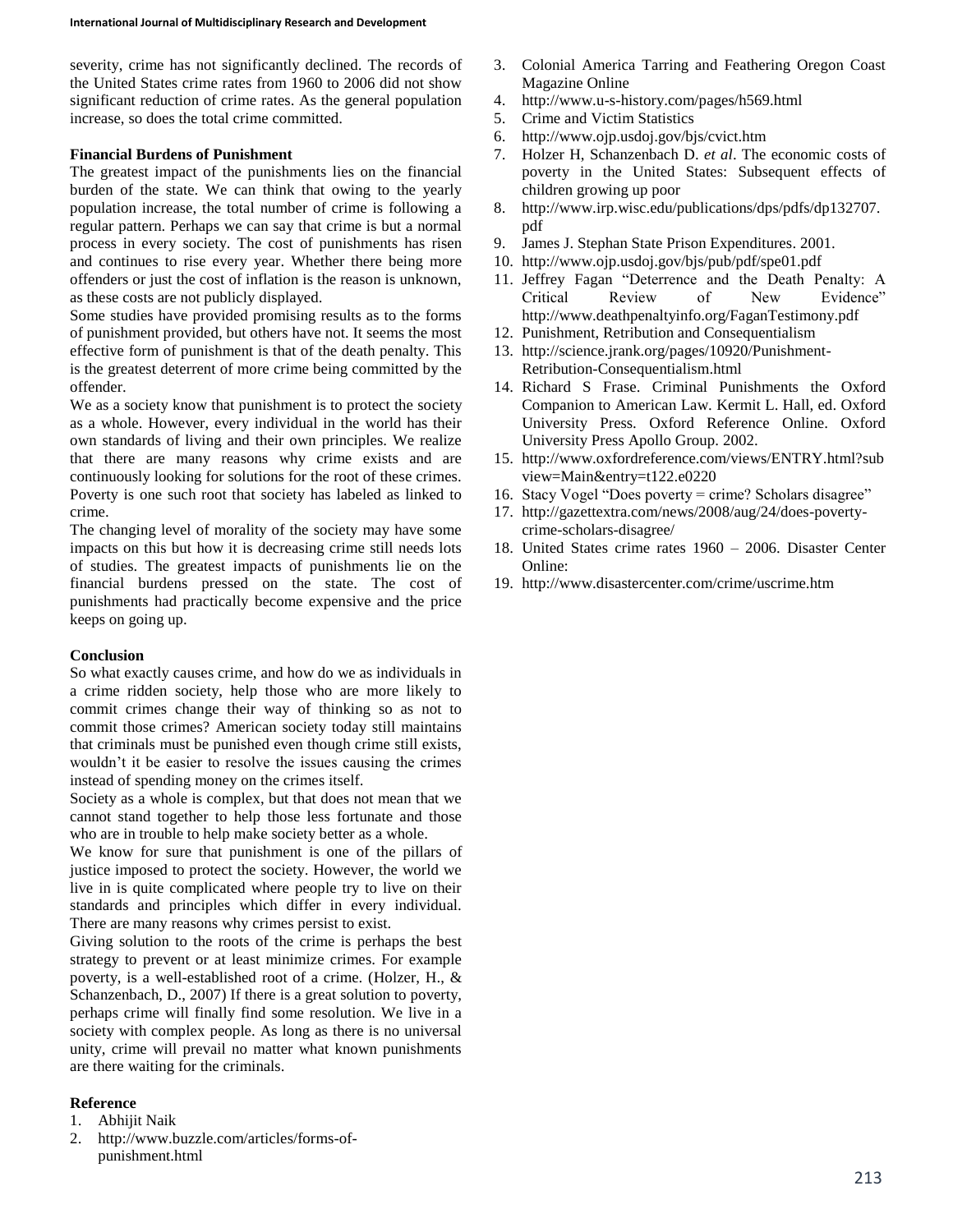severity, crime has not significantly declined. The records of the United States crime rates from 1960 to 2006 did not show significant reduction of crime rates. As the general population increase, so does the total crime committed.

**Financial Burdens of Punishment**

The greatest impact of the punishments lies on the financial burden of the state. We can think that owing to the yearly population increase, the total number of crime is following a regular pattern. Perhaps we can say that crime is but a normal process in every society. The cost of punishments has risen and continues to rise every year. Whether there being more offenders or just the cost of inflation is the reason is unknown, as these costs are not publicly displayed.

Some studies have provided promising results as to the forms of punishment provided, but others have not. It seems the most effective form of punishment is that of the death penalty. This is the greatest deterrent of more crime being committed by the offender.

We as a society know that punishment is to protect the society as a whole. However, every individual in the world has their own standards of living and their own principles. We realize that there are many reasons why crime exists and are continuously looking for solutions for the root of these crimes. Poverty is one such root that society has labeled as linked to crime.

The changing level of morality of the society may have some impacts on this but how it is decreasing crime still needs lots of studies. The greatest impacts of punishments lie on the financial burdens pressed on the state. The cost of punishments had practically become expensive and the price keeps on going up.

**Conclusion**

So what exactly causes crime, and how do we as individuals in a crime ridden society, help those who are more likely to commit crimes change their way of thinking so as not to commit those crimes? American society today still maintains that criminals must be punished even though crime still exists, wouldn't it be easier to resolve the issues causing the crimes instead of spending money on the crimes itself.

Society as a whole is complex, but that does not mean that we cannot stand together to help those less fortunate and those who are in trouble to help make society better as a whole.

We know for sure that punishment is one of the pillars of justice imposed to protect the society. However, the world we live in is quite complicated where people try to live on their standards and principles which differ in every individual. There are many reasons why crimes persist to exist.

Giving solution to the roots of the crime is perhaps the best strategy to prevent or at least minimize crimes. For example poverty, is a well-established root of a crime. (Holzer, H., & Schanzenbach, D., 2007) If there is a great solution to poverty, perhaps crime will finally find some resolution. We live in a society with complex people. As long as there is no universal unity, crime will prevail no matter what known punishments are there waiting for the criminals.

**Reference**

1. Abhijit Naik
2. http://www.buzzle.com/articles/forms-of-punishment.html
3. Colonial America Tarring and Feathering Oregon Coast Magazine Online
4. http://www.u-s-history.com/pages/h569.html
5. Crime and Victim Statistics
6. http://www.ojp.usdoj.gov/bjs/cvict.htm
7. Holzer H, Schanzenbach D. *et al*. The economic costs of poverty in the United States: Subsequent effects of children growing up poor
8. http://www.irp.wisc.edu/publications/dps/pdfs/dp132707.pdf
9. James J. Stephan State Prison Expenditures. 2001.
10. http://www.ojp.usdoj.gov/bjs/pub/pdf/spe01.pdf
11. Jeffrey Fagan "Deterrence and the Death Penalty: A Critical Review of New Evidence" http://www.deathpenaltyinfo.org/FaganTestimony.pdf
12. Punishment, Retribution and Consequentialism
13. http://science.jrank.org/pages/10920/Punishment-Retribution-Consequentialism.html
14. Richard S Frase. Criminal Punishments the Oxford Companion to American Law. Kermit L. Hall, ed. Oxford University Press. Oxford Reference Online. Oxford University Press Apollo Group. 2002.
15. http://www.oxfordreference.com/views/ENTRY.html?subview=Main&entry=t122.e0220
16. Stacy Vogel "Does poverty = crime? Scholars disagree"
17. http://gazettextra.com/news/2008/aug/24/does-poverty-crime-scholars-disagree/
18. United States crime rates 1960 – 2006. Disaster Center Online:
19. http://www.disastercenter.com/crime/uscrime.htm